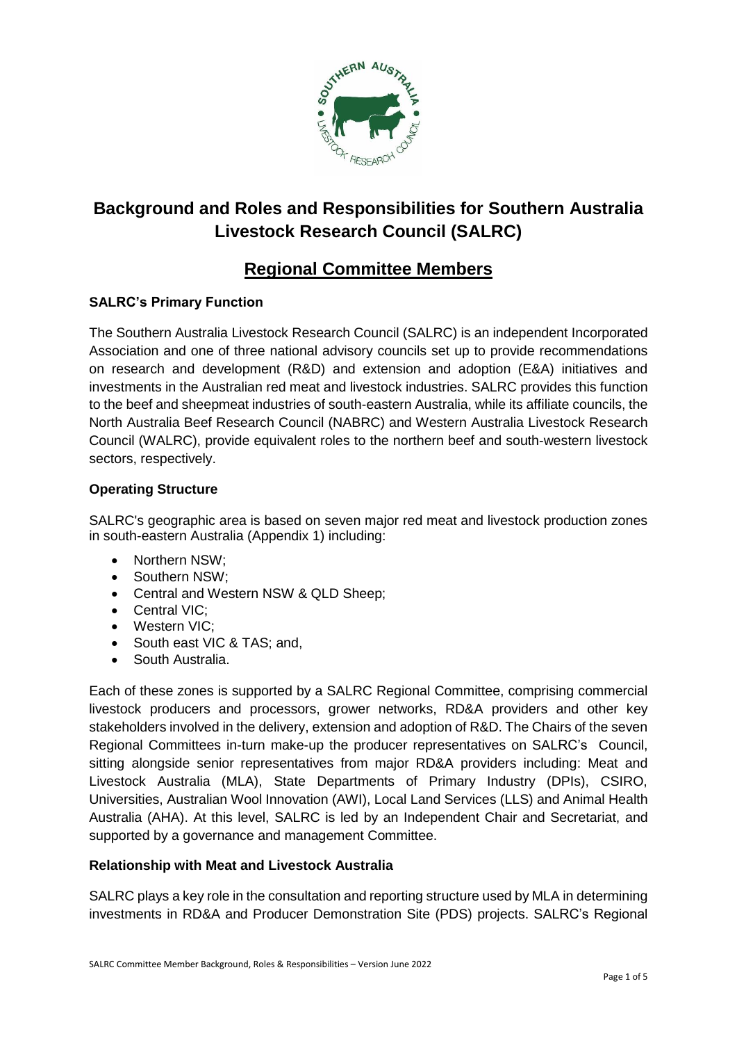# Background and Roles and Responsibilities for Southern Australia Livestock Research Council (SALRC)

## Regional Committee Members

### SALRC's Primary Function

The Southern Australia Livestock Research Council (SALRC) is an independent Incorporated Association and one of three national advisory councils set up to provide recommendations on research and development (R&D) and extension and adoption (E&A) initiatives and investments in the Australian red meat and livestock industries. SALRC provides this function to the beef and sheepmeat industries of south-eastern Australia, while its affiliate councils, the North Australia Beef Research Council (NABRC) and Western Australia Livestock Research Council (WALRC), provide equivalent roles to the northern beef and south-western livestock sectors, respectively.

### Operating Structure

SALRC's geographic area is based on seven major red meat and livestock production zones in south-eastern Australia (Appendix 1) including:

- Northern NSW;
- Southern NSW;
- Central and Western NSW & QLD Sheep;
- Central VIC;
- Western VIC;
- South east VIC & TAS; and,
- South Australia.

Each of these zones is supported by a SALRC Regional Committee, comprising commercial livestock producers and processors, grower networks, RD&A providers and other key stakeholders involved in the delivery, extension and adoption of R&D. The Chairs of the seven Regional Committees in-turn make-up the producer representatives on SALRC's Council, sitting alongside senior representatives from major RD&A providers including: Meat and Livestock Australia (MLA), State Departments of Primary Industry (DPIs), CSIRO, Universities, Australian Wool Innovation (AWI), Local Land Services (LLS) and Animal Health Australia (AHA). At this level, SALRC is led by an Independent Chair and Secretariat, and supported by a governance and management Committee.

### Relationship with Meat and Livestock Australia

SALRC plays a key role in the consultation and reporting structure used by MLA in determining investments in RD&A and Producer Demonstration Site (PDS) projects. SALRC's Regional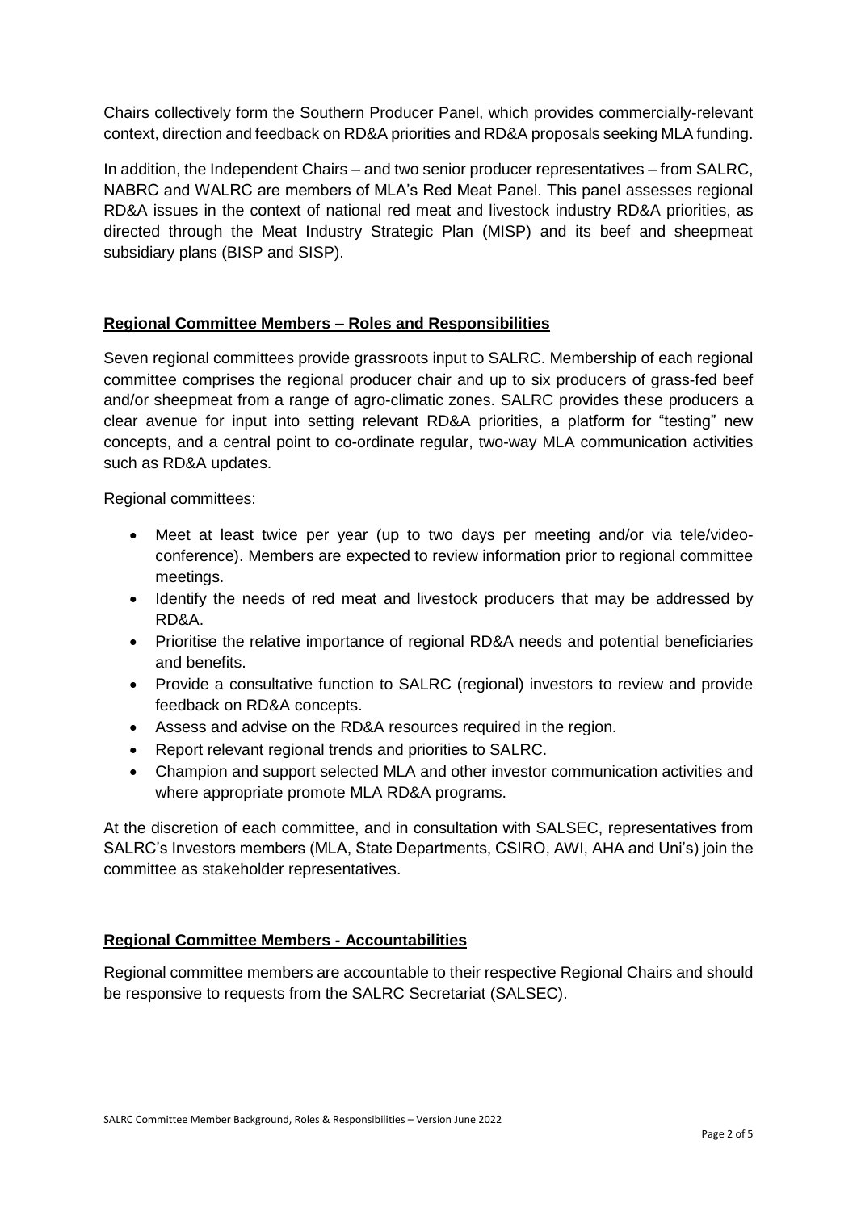Chairs collectively form the Southern Producer Panel, which provides commercially-relevant context, direction and feedback on RD&A priorities and RD&A proposals seeking MLA funding.

In addition, the Independent Chairs – and two senior producer representatives – from SALRC, NABRC and WALRC are members of MLA's Red Meat Panel. This panel assesses regional RD&A issues in the context of national red meat and livestock industry RD&A priorities, as directed through the Meat Industry Strategic Plan (MISP) and its beef and sheepmeat subsidiary plans (BISP and SISP).

## Regional Committee Members – Roles and Responsibilities

Seven regional committees provide grassroots input to SALRC. Membership of each regional committee comprises the regional producer chair and up to six producers of grass-fed beef and/or sheepmeat from a range of agro-climatic zones. SALRC provides these producers a clear avenue for input into setting relevant RD&A priorities, a platform for "testing" new concepts, and a central point to co-ordinate regular, two-way MLA communication activities such as RD&A updates.

Regional committees:

- Meet at least twice per year (up to two days per meeting and/or via tele/video-conference). Members are expected to review information prior to regional committee meetings.
- Identify the needs of red meat and livestock producers that may be addressed by RD&A.
- Prioritise the relative importance of regional RD&A needs and potential beneficiaries and benefits.
- Provide a consultative function to SALRC (regional) investors to review and provide feedback on RD&A concepts.
- Assess and advise on the RD&A resources required in the region.
- Report relevant regional trends and priorities to SALRC.
- Champion and support selected MLA and other investor communication activities and where appropriate promote MLA RD&A programs.

At the discretion of each committee, and in consultation with SALSEC, representatives from SALRC's Investors members (MLA, State Departments, CSIRO, AWI, AHA and Uni's) join the committee as stakeholder representatives.

## Regional Committee Members - Accountabilities

Regional committee members are accountable to their respective Regional Chairs and should be responsive to requests from the SALRC Secretariat (SALSEC).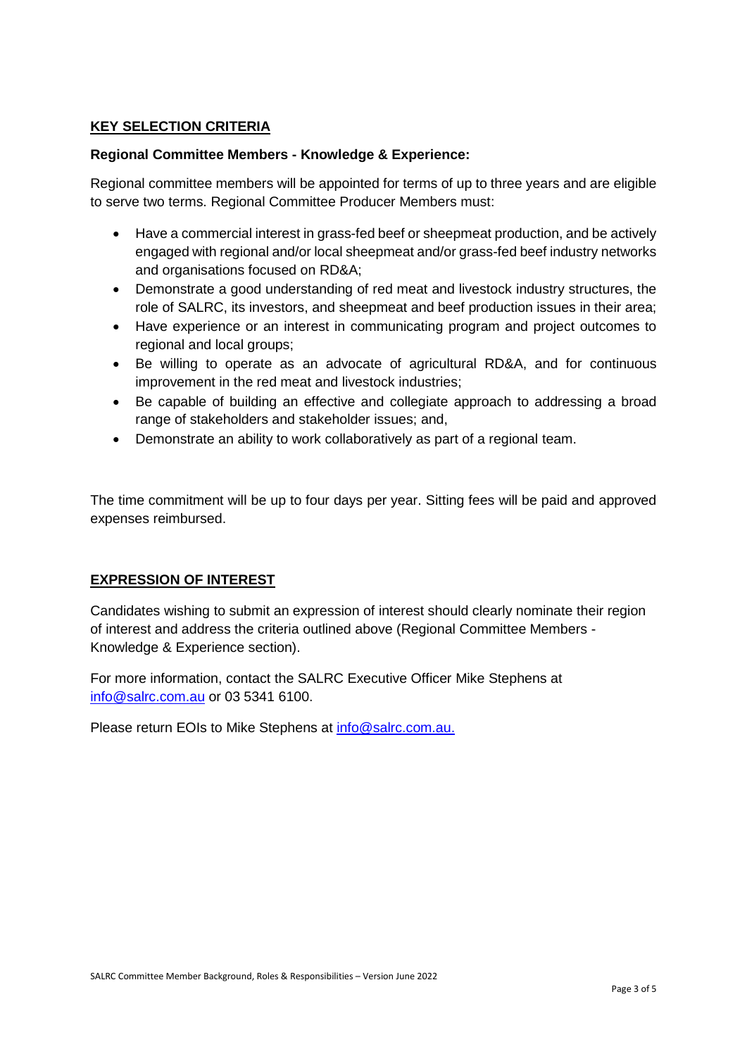## KEY SELECTION CRITERIA

**Regional Committee Members - Knowledge & Experience:**

Regional committee members will be appointed for terms of up to three years and are eligible to serve two terms. Regional Committee Producer Members must:

- Have a commercial interest in grass-fed beef or sheepmeat production, and be actively engaged with regional and/or local sheepmeat and/or grass-fed beef industry networks and organisations focused on RD&A;
- Demonstrate a good understanding of red meat and livestock industry structures, the role of SALRC, its investors, and sheepmeat and beef production issues in their area;
- Have experience or an interest in communicating program and project outcomes to regional and local groups;
- Be willing to operate as an advocate of agricultural RD&A, and for continuous improvement in the red meat and livestock industries;
- Be capable of building an effective and collegiate approach to addressing a broad range of stakeholders and stakeholder issues; and,
- Demonstrate an ability to work collaboratively as part of a regional team.

The time commitment will be up to four days per year. Sitting fees will be paid and approved expenses reimbursed.

## EXPRESSION OF INTEREST

Candidates wishing to submit an expression of interest should clearly nominate their region of interest and address the criteria outlined above (Regional Committee Members - Knowledge & Experience section).

For more information, contact the SALRC Executive Officer Mike Stephens at info@salrc.com.au or 03 5341 6100.

Please return EOIs to Mike Stephens at info@salrc.com.au.

SALRC Committee Member Background, Roles & Responsibilities – Version June 2022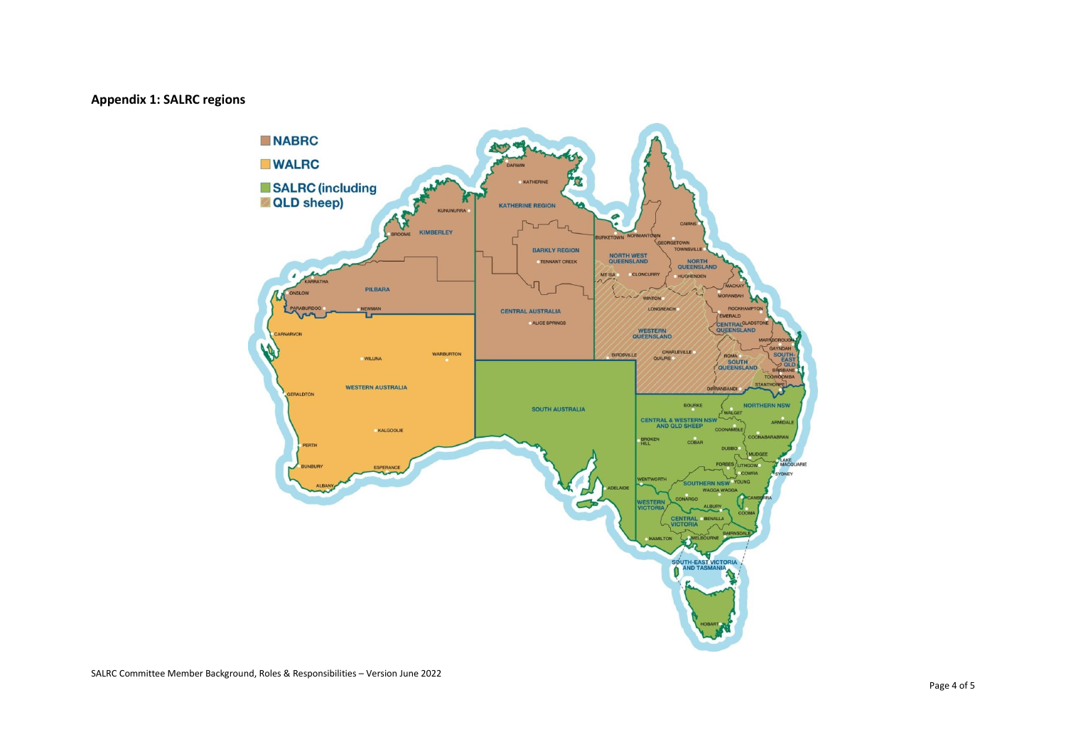**Appendix 1: SALRC regions**

- NABRC
- WALRC
- SALRC (including QLD sheep)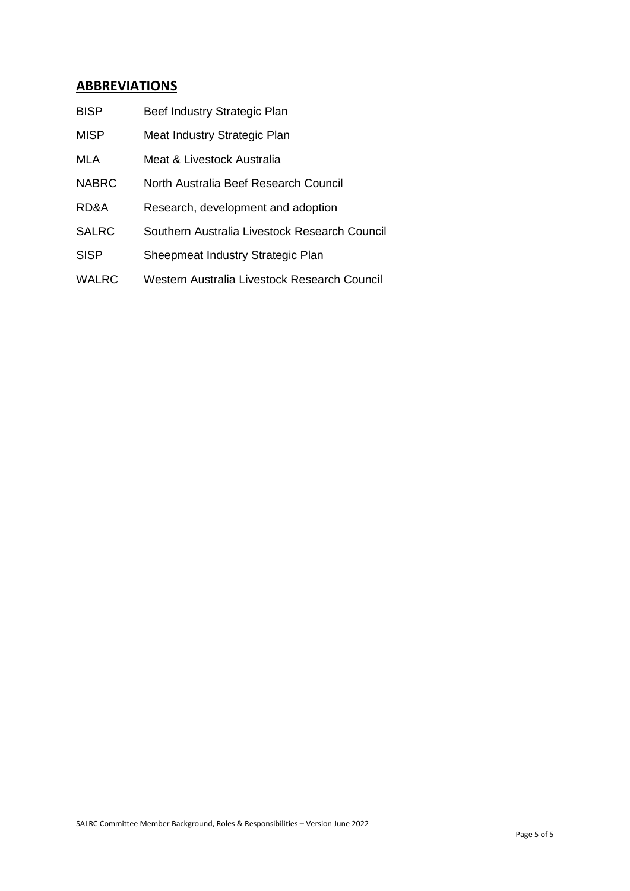## ABBREVIATIONS

| | |
|---|---|
| BISP | Beef Industry Strategic Plan |
| MISP | Meat Industry Strategic Plan |
| MLA | Meat & Livestock Australia |
| NABRC | North Australia Beef Research Council |
| RD&A | Research, development and adoption |
| SALRC | Southern Australia Livestock Research Council |
| SISP | Sheepmeat Industry Strategic Plan |
| WALRC | Western Australia Livestock Research Council |